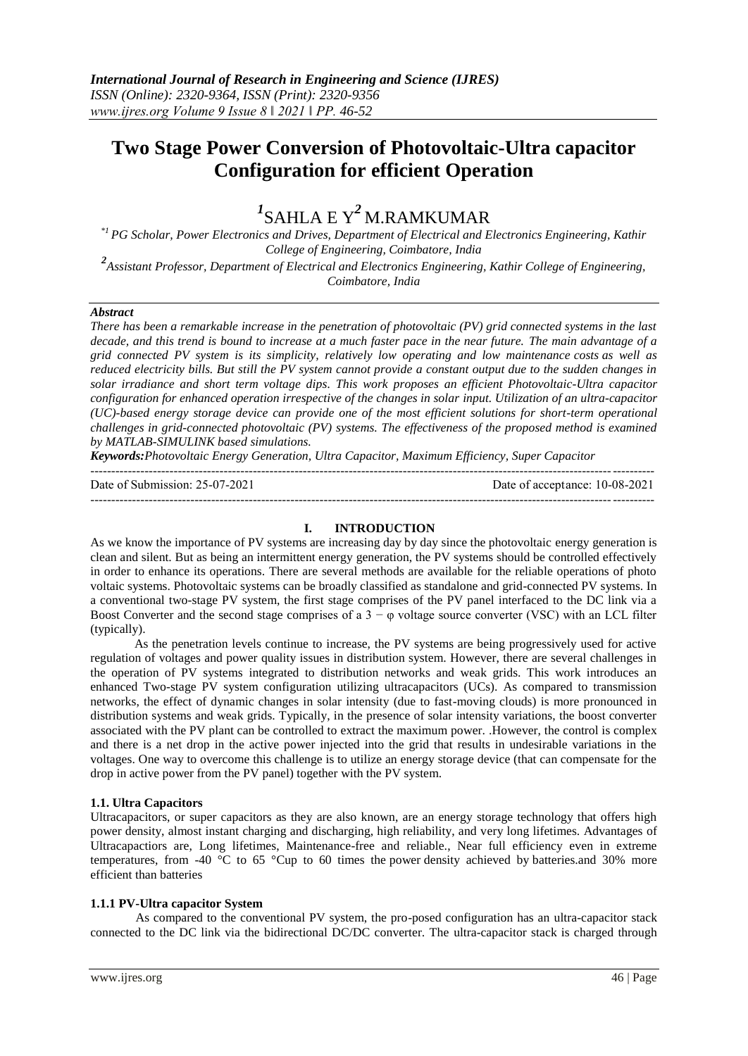# Two Stage Power Conversion of Photovoltaic-Ultra capacitor Configuration for efficient Operation

**[1]SAHLA E Y[2] M.RAMKUMAR**

*[*1] PG Scholar, Power Electronics and Drives, Department of Electrical and Electronics Engineering, Kathir College of Engineering, Coimbatore, India*

*[2]Assistant Professor, Department of Electrical and Electronics Engineering, Kathir College of Engineering, Coimbatore, India*

***Abstract***

*There has been a remarkable increase in the penetration of photovoltaic (PV) grid connected systems in the last decade, and this trend is bound to increase at a much faster pace in the near future. The main advantage of a grid connected PV system is its simplicity, relatively low operating and low maintenance costs as well as reduced electricity bills. But still the PV system cannot provide a constant output due to the sudden changes in solar irradiance and short term voltage dips. This work proposes an efficient Photovoltaic-Ultra capacitor configuration for enhanced operation irrespective of the changes in solar input. Utilization of an ultra-capacitor (UC)-based energy storage device can provide one of the most efficient solutions for short-term operational challenges in grid-connected photovoltaic (PV) systems. The effectiveness of the proposed method is examined by MATLAB-SIMULINK based simulations.*

***Keywords:****Photovoltaic Energy Generation, Ultra Capacitor, Maximum Efficiency, Super Capacitor*

---

Date of Submission: 25-07-2021 Date of acceptance: 10-08-2021

---

## I. INTRODUCTION

As we know the importance of PV systems are increasing day by day since the photovoltaic energy generation is clean and silent. But as being an intermittent energy generation, the PV systems should be controlled effectively in order to enhance its operations. There are several methods are available for the reliable operations of photo voltaic systems. Photovoltaic systems can be broadly classified as standalone and grid-connected PV systems. In a conventional two-stage PV system, the first stage comprises of the PV panel interfaced to the DC link via a Boost Converter and the second stage comprises of a $3 - \varphi$ voltage source converter (VSC) with an LCL filter (typically).

As the penetration levels continue to increase, the PV systems are being progressively used for active regulation of voltages and power quality issues in distribution system. However, there are several challenges in the operation of PV systems integrated to distribution networks and weak grids. This work introduces an enhanced Two-stage PV system configuration utilizing ultracapacitors (UCs). As compared to transmission networks, the effect of dynamic changes in solar intensity (due to fast-moving clouds) is more pronounced in distribution systems and weak grids. Typically, in the presence of solar intensity variations, the boost converter associated with the PV plant can be controlled to extract the maximum power. .However, the control is complex and there is a net drop in the active power injected into the grid that results in undesirable variations in the voltages. One way to overcome this challenge is to utilize an energy storage device (that can compensate for the drop in active power from the PV panel) together with the PV system.

### 1.1. Ultra Capacitors

Ultracapacitors, or super capacitors as they are also known, are an energy storage technology that offers high power density, almost instant charging and discharging, high reliability, and very long lifetimes. Advantages of Ultracapactiors are, Long lifetimes, Maintenance-free and reliable., Near full efficiency even in extreme temperatures, from -40 °C to 65 °Cup to 60 times the power density achieved by batteries.and 30% more efficient than batteries

#### 1.1.1 PV-Ultra capacitor System

As compared to the conventional PV system, the pro-posed configuration has an ultra-capacitor stack connected to the DC link via the bidirectional DC/DC converter. The ultra-capacitor stack is charged through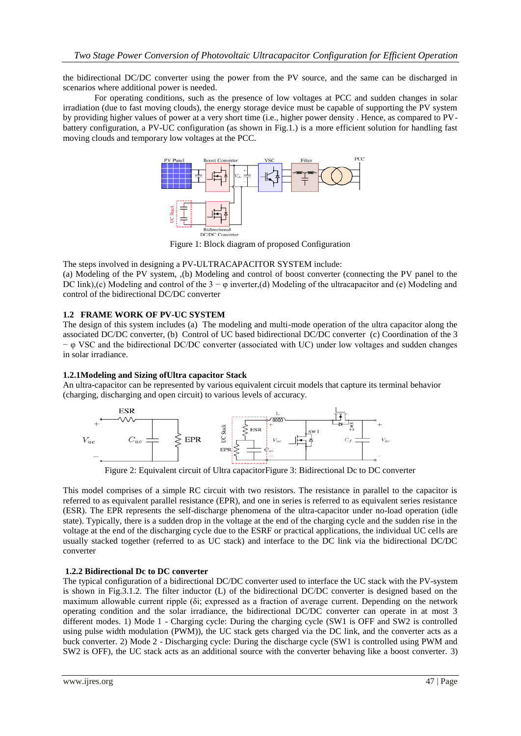the bidirectional DC/DC converter using the power from the PV source, and the same can be discharged in scenarios where additional power is needed.

For operating conditions, such as the presence of low voltages at PCC and sudden changes in solar irradiation (due to fast moving clouds), the energy storage device must be capable of supporting the PV system by providing higher values of power at a very short time (i.e., higher power density . Hence, as compared to PV-battery configuration, a PV-UC configuration (as shown in Fig.1.) is a more efficient solution for handling fast moving clouds and temporary low voltages at the PCC.

Figure 1: Block diagram of proposed Configuration

The steps involved in designing a PV-ULTRACAPACITOR SYSTEM include:

(a) Modeling of the PV system, ,(b) Modeling and control of boost converter (connecting the PV panel to the DC link),(c) Modeling and control of the $3 - \varphi$ inverter,(d) Modeling of the ultracapacitor and (e) Modeling and control of the bidirectional DC/DC converter

### 1.2 FRAME WORK OF PV-UC SYSTEM

The design of this system includes (a) The modeling and multi-mode operation of the ultra capacitor along the associated DC/DC converter, (b) Control of UC based bidirectional DC/DC converter (c) Coordination of the $3 - \varphi$ VSC and the bidirectional DC/DC converter (associated with UC) under low voltages and sudden changes in solar irradiance.

#### 1.2.1Modeling and Sizing ofUltra capacitor Stack

An ultra-capacitor can be represented by various equivalent circuit models that capture its terminal behavior (charging, discharging and open circuit) to various levels of accuracy.

Figure 2: Equivalent circuit of Ultra capacitorFigure 3: Bidirectional Dc to DC converter

This model comprises of a simple RC circuit with two resistors. The resistance in parallel to the capacitor is referred to as equivalent parallel resistance (EPR), and one in series is referred to as equivalent series resistance (ESR). The EPR represents the self-discharge phenomena of the ultra-capacitor under no-load operation (idle state). Typically, there is a sudden drop in the voltage at the end of the charging cycle and the sudden rise in the voltage at the end of the discharging cycle due to the ESRF or practical applications, the individual UC cells are usually stacked together (referred to as UC stack) and interface to the DC link via the bidirectional DC/DC converter

#### 1.2.2 Bidirectional Dc to DC converter

The typical configuration of a bidirectional DC/DC converter used to interface the UC stack with the PV-system is shown in Fig.3.1.2. The filter inductor (L) of the bidirectional DC/DC converter is designed based on the maximum allowable current ripple ($\delta i$; expressed as a fraction of average current. Depending on the network operating condition and the solar irradiance, the bidirectional DC/DC converter can operate in at most 3 different modes. 1) Mode 1 - Charging cycle: During the charging cycle (SW1 is OFF and SW2 is controlled using pulse width modulation (PWM)), the UC stack gets charged via the DC link, and the converter acts as a buck converter. 2) Mode 2 - Discharging cycle: During the discharge cycle (SW1 is controlled using PWM and SW2 is OFF), the UC stack acts as an additional source with the converter behaving like a boost converter. 3)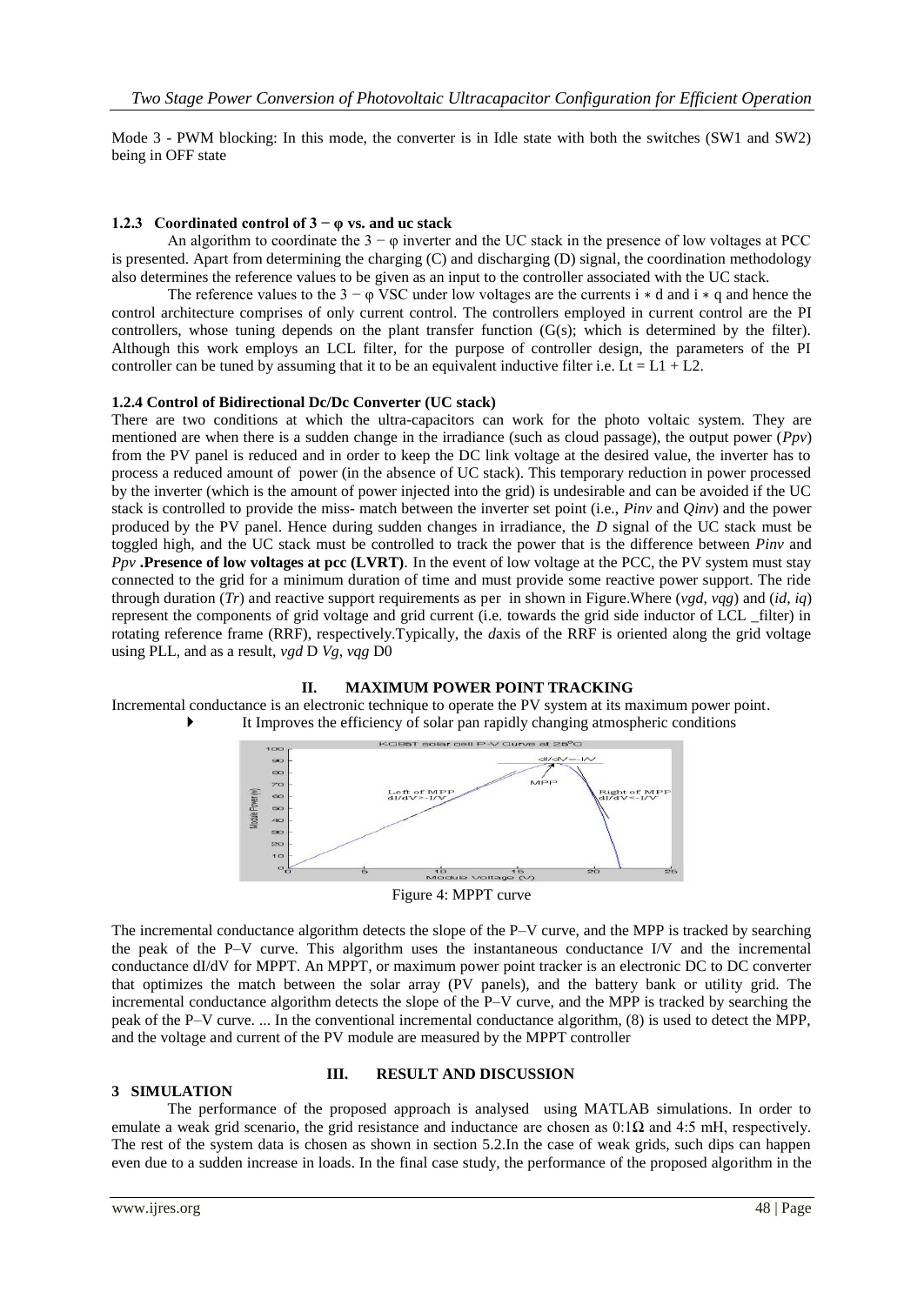Mode 3 - PWM blocking: In this mode, the converter is in Idle state with both the switches (SW1 and SW2) being in OFF state

### 1.2.3 Coordinated control of $3-\varphi$ vs. and uc stack

An algorithm to coordinate the $3-\varphi$ inverter and the UC stack in the presence of low voltages at PCC is presented. Apart from determining the charging (C) and discharging (D) signal, the coordination methodology also determines the reference values to be given as an input to the controller associated with the UC stack.

The reference values to the $3-\varphi$ VSC under low voltages are the currents $i*d$ and $i*q$ and hence the control architecture comprises of only current control. The controllers employed in current control are the PI controllers, whose tuning depends on the plant transfer function (G(s); which is determined by the filter). Although this work employs an LCL filter, for the purpose of controller design, the parameters of the PI controller can be tuned by assuming that it to be an equivalent inductive filter i.e. $Lt = L1 + L2$.

### 1.2.4 Control of Bidirectional Dc/Dc Converter (UC stack)

There are two conditions at which the ultra-capacitors can work for the photo voltaic system. They are mentioned are when there is a sudden change in the irradiance (such as cloud passage), the output power ($Ppv$) from the PV panel is reduced and in order to keep the DC link voltage at the desired value, the inverter has to process a reduced amount of power (in the absence of UC stack). This temporary reduction in power processed by the inverter (which is the amount of power injected into the grid) is undesirable and can be avoided if the UC stack is controlled to provide the miss- match between the inverter set point (i.e., $Pinv$ and $Qinv$) and the power produced by the PV panel. Hence during sudden changes in irradiance, the *D* signal of the UC stack must be toggled high, and the UC stack must be controlled to track the power that is the difference between $Pinv$ and $Ppv$ **.Presence of low voltages at pcc (LVRT)**. In the event of low voltage at the PCC, the PV system must stay connected to the grid for a minimum duration of time and must provide some reactive power support. The ride through duration ($Tr$) and reactive support requirements as per in shown in Figure.Where ($vgd$, $vqg$) and ($id$, $iq$) represent the components of grid voltage and grid current (i.e. towards the grid side inductor of LCL _filter) in rotating reference frame (RRF), respectively.Typically, the *d*axis of the RRF is oriented along the grid voltage using PLL, and as a result, $vgd$ D $Vg$, $vqg$ D0

## II. MAXIMUM POWER POINT TRACKING

Incremental conductance is an electronic technique to operate the PV system at its maximum power point.

- It Improves the efficiency of solar pan rapidly changing atmospheric conditions

Figure 4: MPPT curve

The incremental conductance algorithm detects the slope of the P–V curve, and the MPP is tracked by searching the peak of the P–V curve. This algorithm uses the instantaneous conductance I/V and the incremental conductance dI/dV for MPPT. An MPPT, or maximum power point tracker is an electronic DC to DC converter that optimizes the match between the solar array (PV panels), and the battery bank or utility grid. The incremental conductance algorithm detects the slope of the P–V curve, and the MPP is tracked by searching the peak of the P–V curve. ... In the conventional incremental conductance algorithm, (8) is used to detect the MPP, and the voltage and current of the PV module are measured by the MPPT controller

## III. RESULT AND DISCUSSION

### 3 SIMULATION

The performance of the proposed approach is analysed using MATLAB simulations. In order to emulate a weak grid scenario, the grid resistance and inductance are chosen as 0:1Ω and 4:5 mH, respectively. The rest of the system data is chosen as shown in section 5.2.In the case of weak grids, such dips can happen even due to a sudden increase in loads. In the final case study, the performance of the proposed algorithm in the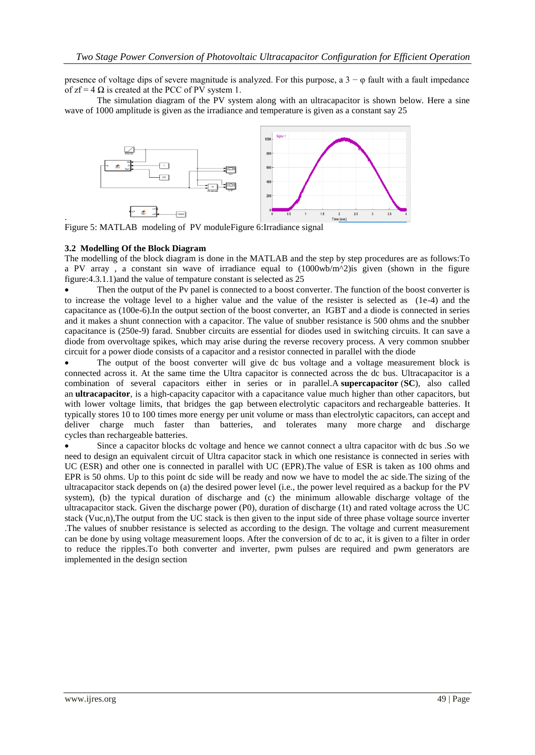presence of voltage dips of severe magnitude is analyzed. For this purpose, a $3 - \varphi$ fault with a fault impedance of $z_f = 4\ \Omega$ is created at the PCC of PV system 1.

The simulation diagram of the PV system along with an ultracapacitor is shown below. Here a sine wave of 1000 amplitude is given as the irradiance and temperature is given as a constant say 25

Figure 5: MATLAB modeling of PV moduleFigure 6:Irradiance signal

### 3.2 Modelling Of the Block Diagram

The modelling of the block diagram is done in the MATLAB and the step by step procedures are as follows:To a PV array , a constant sin wave of irradiance equal to (1000wb/m^2)is given (shown in the figure figure:4.3.1.1)and the value of tempature constant is selected as 25

- Then the output of the Pv panel is connected to a boost converter. The function of the boost converter is to increase the voltage level to a higher value and the value of the resister is selected as (1e-4) and the capacitance as (100e-6).In the output section of the boost converter, an IGBT and a diode is connected in series and it makes a shunt connection with a capacitor. The value of snubber resistance is 500 ohms and the snubber capacitance is (250e-9) farad. Snubber circuits are essential for diodes used in switching circuits. It can save a diode from overvoltage spikes, which may arise during the reverse recovery process. A very common snubber circuit for a power diode consists of a capacitor and a resistor connected in parallel with the diode
- The output of the boost converter will give dc bus voltage and a voltage measurement block is connected across it. At the same time the Ultra capacitor is connected across the dc bus. Ultracapacitor is a combination of several capacitors either in series or in parallel.A **supercapacitor** (**SC**), also called an **ultracapacitor**, is a high-capacity capacitor with a capacitance value much higher than other capacitors, but with lower voltage limits, that bridges the gap between electrolytic capacitors and rechargeable batteries. It typically stores 10 to 100 times more energy per unit volume or mass than electrolytic capacitors, can accept and deliver charge much faster than batteries, and tolerates many more charge and discharge cycles than rechargeable batteries.
- Since a capacitor blocks dc voltage and hence we cannot connect a ultra capacitor with dc bus .So we need to design an equivalent circuit of Ultra capacitor stack in which one resistance is connected in series with UC (ESR) and other one is connected in parallel with UC (EPR).The value of ESR is taken as 100 ohms and EPR is 50 ohms. Up to this point dc side will be ready and now we have to model the ac side.The sizing of the ultracapacitor stack depends on (a) the desired power level (i.e., the power level required as a backup for the PV system), (b) the typical duration of discharge and (c) the minimum allowable discharge voltage of the ultracapacitor stack. Given the discharge power (P0), duration of discharge (1t) and rated voltage across the UC stack (Vuc,n),The output from the UC stack is then given to the input side of three phase voltage source inverter .The values of snubber resistance is selected as according to the design. The voltage and current measurement can be done by using voltage measurement loops. After the conversion of dc to ac, it is given to a filter in order to reduce the ripples.To both converter and inverter, pwm pulses are required and pwm generators are implemented in the design section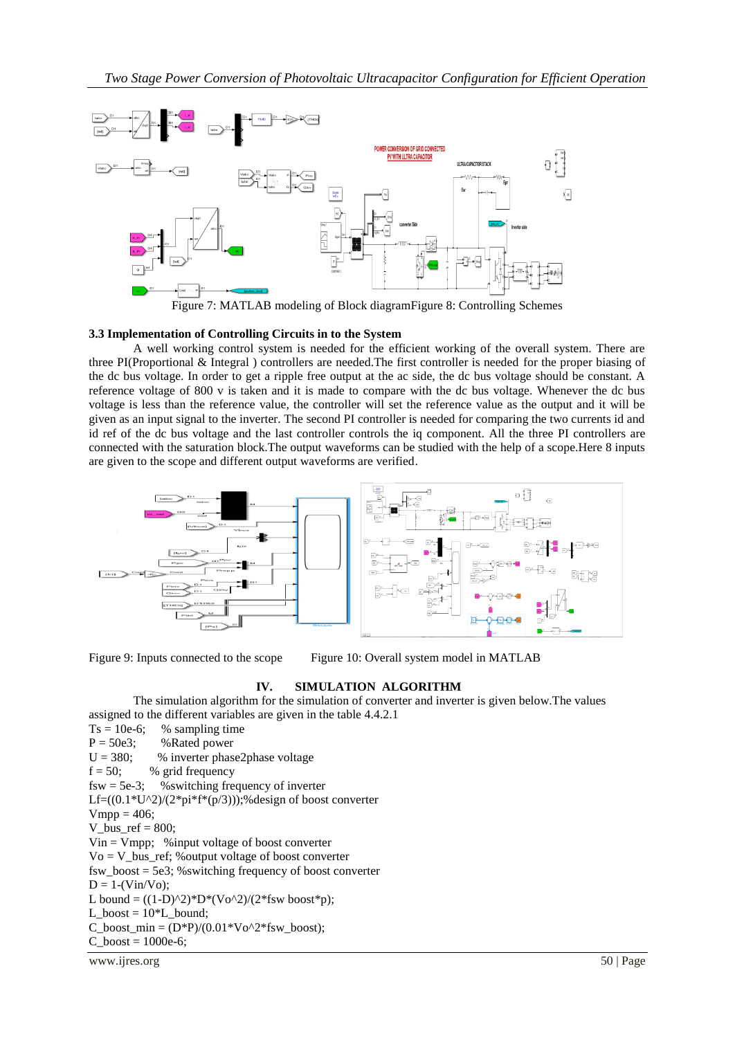Figure 7: MATLAB modeling of Block diagramFigure 8: Controlling Schemes

### 3.3 Implementation of Controlling Circuits in to the System

A well working control system is needed for the efficient working of the overall system. There are three PI(Proportional & Integral ) controllers are needed.The first controller is needed for the proper biasing of the dc bus voltage. In order to get a ripple free output at the ac side, the dc bus voltage should be constant. A reference voltage of 800 v is taken and it is made to compare with the dc bus voltage. Whenever the dc bus voltage is less than the reference value, the controller will set the reference value as the output and it will be given as an input signal to the inverter. The second PI controller is needed for comparing the two currents id and id ref of the dc bus voltage and the last controller controls the iq component. All the three PI controllers are connected with the saturation block.The output waveforms can be studied with the help of a scope.Here 8 inputs are given to the scope and different output waveforms are verified.

Figure 9: Inputs connected to the scope Figure 10: Overall system model in MATLAB

## IV. SIMULATION ALGORITHM

The simulation algorithm for the simulation of converter and inverter is given below.The values assigned to the different variables are given in the table 4.4.2.1

```
Ts = 10e-6;    % sampling time
P = 50e3;      %Rated power
U = 380;       % inverter phase2phase voltage
f = 50;        % grid frequency
fsw = 5e-3;    %switching frequency of inverter
Lf=((0.1*U^2)/(2*pi*f*(p/3)));%design of boost converter
Vmpp = 406;
V_bus_ref = 800;
Vin = Vmpp;  %input voltage of boost converter
Vo = V_bus_ref; %output voltage of boost converter
fsw_boost = 5e3; %switching frequency of boost converter
D = 1-(Vin/Vo);
L bound = ((1-D)^2)*D*(Vo^2)/(2*fsw boost*p);
L_boost = 10*L_bound;
C_boost_min = (D*P)/(0.01*Vo^2*fsw_boost);
C_boost = 1000e-6;
```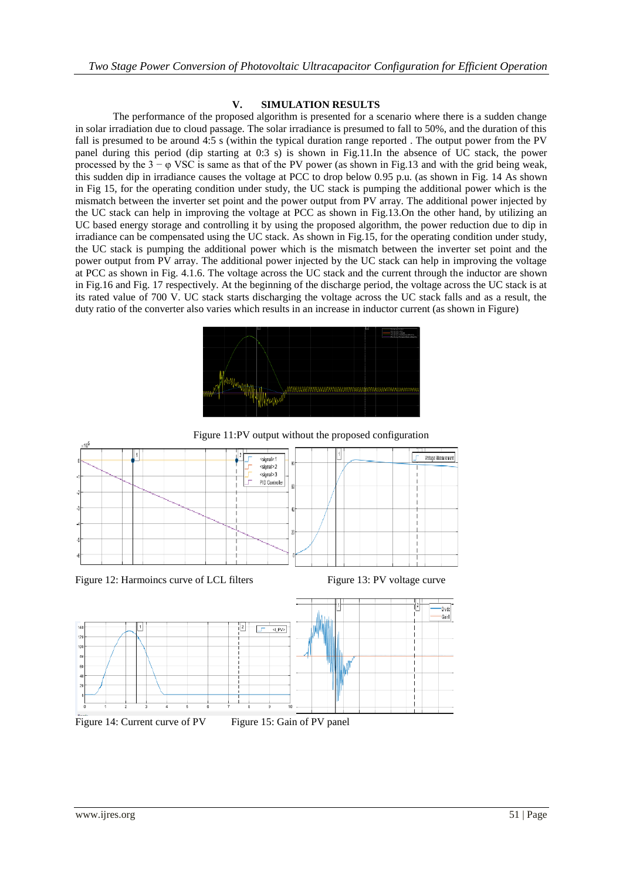## V. SIMULATION RESULTS

The performance of the proposed algorithm is presented for a scenario where there is a sudden change in solar irradiation due to cloud passage. The solar irradiance is presumed to fall to 50%, and the duration of this fall is presumed to be around 4:5 s (within the typical duration range reported . The output power from the PV panel during this period (dip starting at 0:3 s) is shown in Fig.11.In the absence of UC stack, the power processed by the 3 − φ VSC is same as that of the PV power (as shown in Fig.13 and with the grid being weak, this sudden dip in irradiance causes the voltage at PCC to drop below 0.95 p.u. (as shown in Fig. 14 As shown in Fig 15, for the operating condition under study, the UC stack is pumping the additional power which is the mismatch between the inverter set point and the power output from PV array. The additional power injected by the UC stack can help in improving the voltage at PCC as shown in Fig.13.On the other hand, by utilizing an UC based energy storage and controlling it by using the proposed algorithm, the power reduction due to dip in irradiance can be compensated using the UC stack. As shown in Fig.15, for the operating condition under study, the UC stack is pumping the additional power which is the mismatch between the inverter set point and the power output from PV array. The additional power injected by the UC stack can help in improving the voltage at PCC as shown in Fig. 4.1.6. The voltage across the UC stack and the current through the inductor are shown in Fig.16 and Fig. 17 respectively. At the beginning of the discharge period, the voltage across the UC stack is at its rated value of 700 V. UC stack starts discharging the voltage across the UC stack falls and as a result, the duty ratio of the converter also varies which results in an increase in inductor current (as shown in Figure)

Figure 11:PV output without the proposed configuration

Figure 12: Harmoincs curve of LCL filters

Figure 13: PV voltage curve

Figure 14: Current curve of PV

Figure 15: Gain of PV panel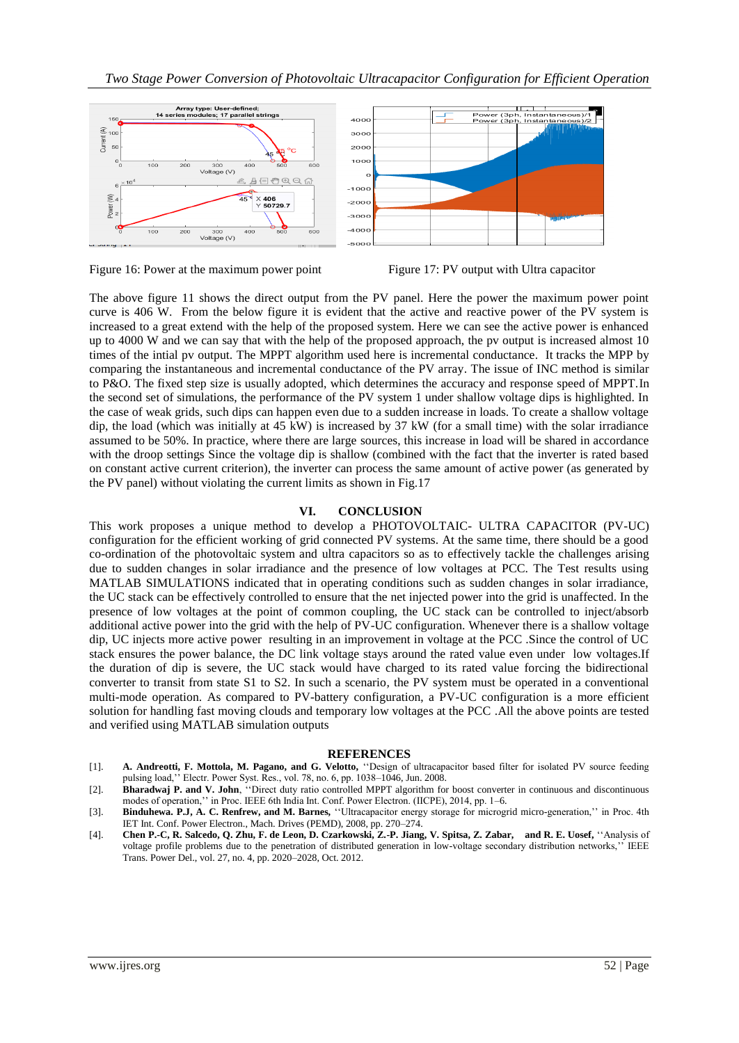Array type: User-defined;
14 series modules; 17 parallel strings

Current (A)

Voltage (V)

Power (W)

X 406
Y 50729.7

Voltage (V)

Power (3ph, Instantaneous)/1
Power (3ph, Instantaneous)/2

Figure 16: Power at the maximum power point

Figure 17: PV output with Ultra capacitor

The above figure 11 shows the direct output from the PV panel. Here the power the maximum power point curve is 406 W. From the below figure it is evident that the active and reactive power of the PV system is increased to a great extend with the help of the proposed system. Here we can see the active power is enhanced up to 4000 W and we can say that with the help of the proposed approach, the pv output is increased almost 10 times of the intial pv output. The MPPT algorithm used here is incremental conductance. It tracks the MPP by comparing the instantaneous and incremental conductance of the PV array. The issue of INC method is similar to P&O. The fixed step size is usually adopted, which determines the accuracy and response speed of MPPT.In the second set of simulations, the performance of the PV system 1 under shallow voltage dips is highlighted. In the case of weak grids, such dips can happen even due to a sudden increase in loads. To create a shallow voltage dip, the load (which was initially at 45 kW) is increased by 37 kW (for a small time) with the solar irradiance assumed to be 50%. In practice, where there are large sources, this increase in load will be shared in accordance with the droop settings Since the voltage dip is shallow (combined with the fact that the inverter is rated based on constant active current criterion), the inverter can process the same amount of active power (as generated by the PV panel) without violating the current limits as shown in Fig.17

## VI. CONCLUSION

This work proposes a unique method to develop a PHOTOVOLTAIC- ULTRA CAPACITOR (PV-UC) configuration for the efficient working of grid connected PV systems. At the same time, there should be a good co-ordination of the photovoltaic system and ultra capacitors so as to effectively tackle the challenges arising due to sudden changes in solar irradiance and the presence of low voltages at PCC. The Test results using MATLAB SIMULATIONS indicated that in operating conditions such as sudden changes in solar irradiance, the UC stack can be effectively controlled to ensure that the net injected power into the grid is unaffected. In the presence of low voltages at the point of common coupling, the UC stack can be controlled to inject/absorb additional active power into the grid with the help of PV-UC configuration. Whenever there is a shallow voltage dip, UC injects more active power resulting in an improvement in voltage at the PCC .Since the control of UC stack ensures the power balance, the DC link voltage stays around the rated value even under low voltages.If the duration of dip is severe, the UC stack would have charged to its rated value forcing the bidirectional converter to transit from state S1 to S2. In such a scenario, the PV system must be operated in a conventional multi-mode operation. As compared to PV-battery configuration, a PV-UC configuration is a more efficient solution for handling fast moving clouds and temporary low voltages at the PCC .All the above points are tested and verified using MATLAB simulation outputs

## REFERENCES

[1]. **A. Andreotti, F. Mottola, M. Pagano, and G. Velotto,** ''Design of ultracapacitor based filter for isolated PV source feeding pulsing load,'' Electr. Power Syst. Res., vol. 78, no. 6, pp. 1038–1046, Jun. 2008.

[2]. **Bharadwaj P. and V. John**, ''Direct duty ratio controlled MPPT algorithm for boost converter in continuous and discontinuous modes of operation,'' in Proc. IEEE 6th India Int. Conf. Power Electron. (IICPE), 2014, pp. 1–6.

[3]. **Binduhewa. P.J, A. C. Renfrew, and M. Barnes,** ''Ultracapacitor energy storage for microgrid micro-generation,'' in Proc. 4th IET Int. Conf. Power Electron., Mach. Drives (PEMD), 2008, pp. 270–274.

[4]. **Chen P.-C, R. Salcedo, Q. Zhu, F. de Leon, D. Czarkowski, Z.-P. Jiang, V. Spitsa, Z. Zabar, and R. E. Uosef,** ''Analysis of voltage profile problems due to the penetration of distributed generation in low-voltage secondary distribution networks,'' IEEE Trans. Power Del., vol. 27, no. 4, pp. 2020–2028, Oct. 2012.